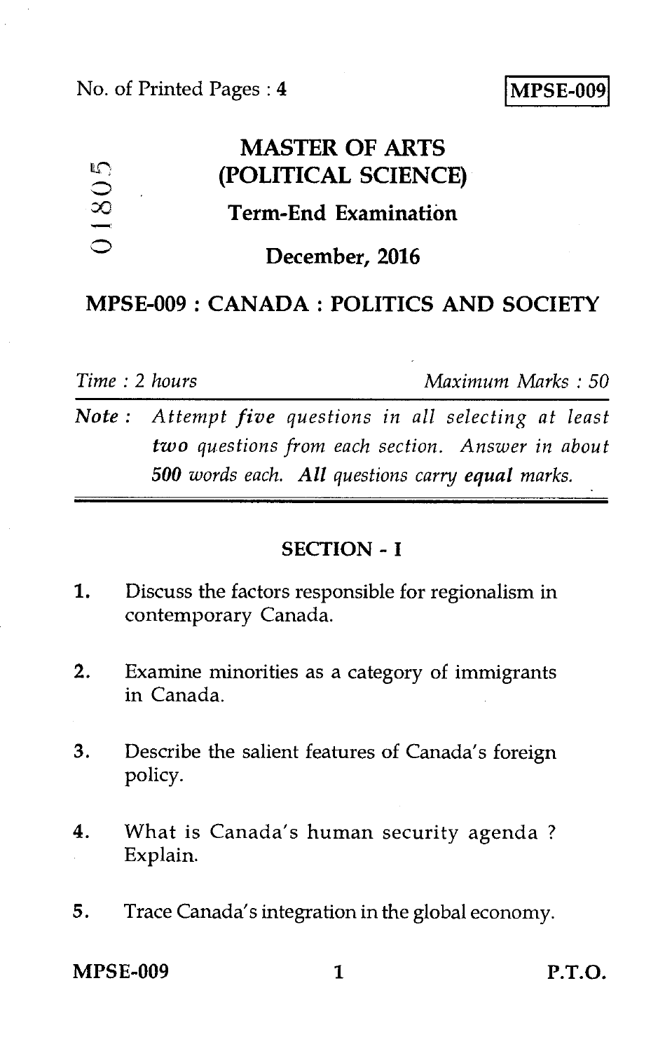No. of Printed Pages : 4

**MPSE-009**

01805

# MASTER OF ARTS (POLITICAL SCIENCE)

## Term-End Examination

## December, 2016

## MPSE-009 : CANADA : POLITICS AND SOCIETY

*Time : 2 hours* *Maximum Marks : 50*

***Note :*** *Attempt* ***five*** *questions in all selecting at least* ***two*** *questions from each section. Answer in about* ***500*** *words each.* ***All*** *questions carry* ***equal*** *marks.*

### SECTION - I

1. Discuss the factors responsible for regionalism in contemporary Canada.

2. Examine minorities as a category of immigrants in Canada.

3. Describe the salient features of Canada's foreign policy.

4. What is Canada's human security agenda ? Explain.

5. Trace Canada's integration in the global economy.

**MPSE-009** **P.T.O.**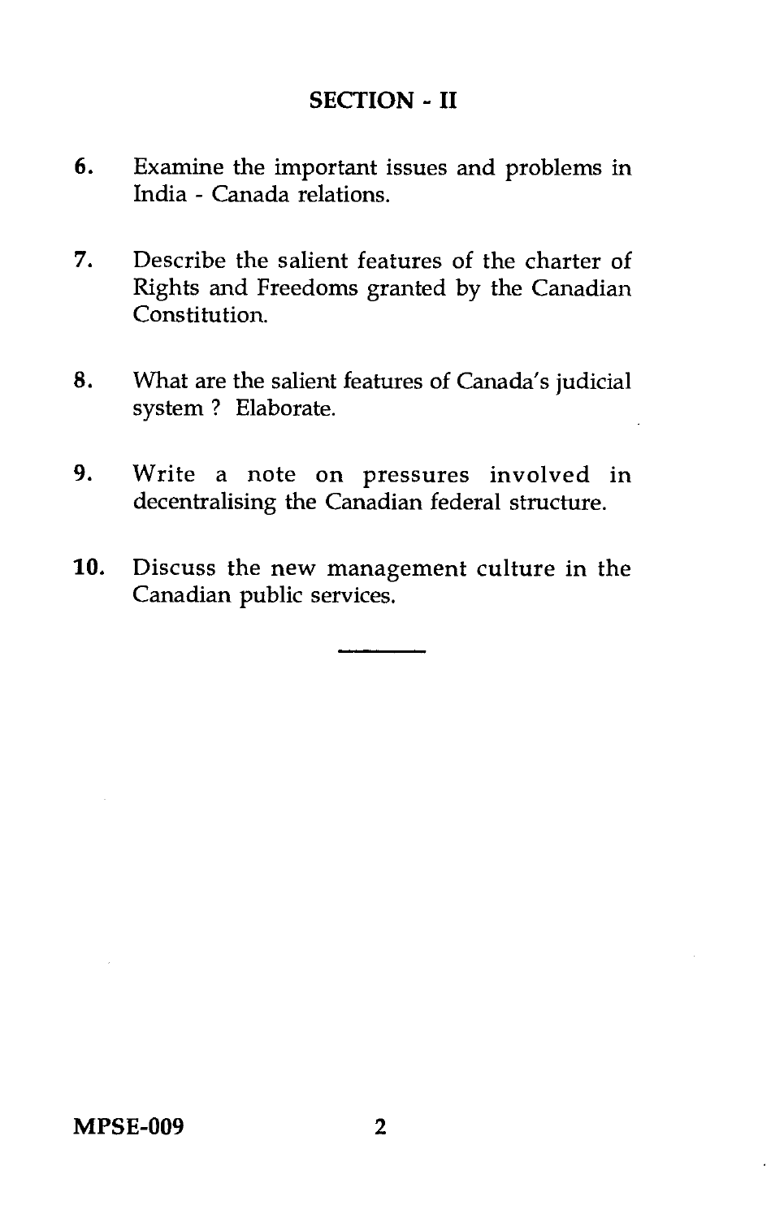## SECTION - II

6. Examine the important issues and problems in India - Canada relations.

7. Describe the salient features of the charter of Rights and Freedoms granted by the Canadian Constitution.

8. What are the salient features of Canada's judicial system ? Elaborate.

9. Write a note on pressures involved in decentralising the Canadian federal structure.

10. Discuss the new management culture in the Canadian public services.

---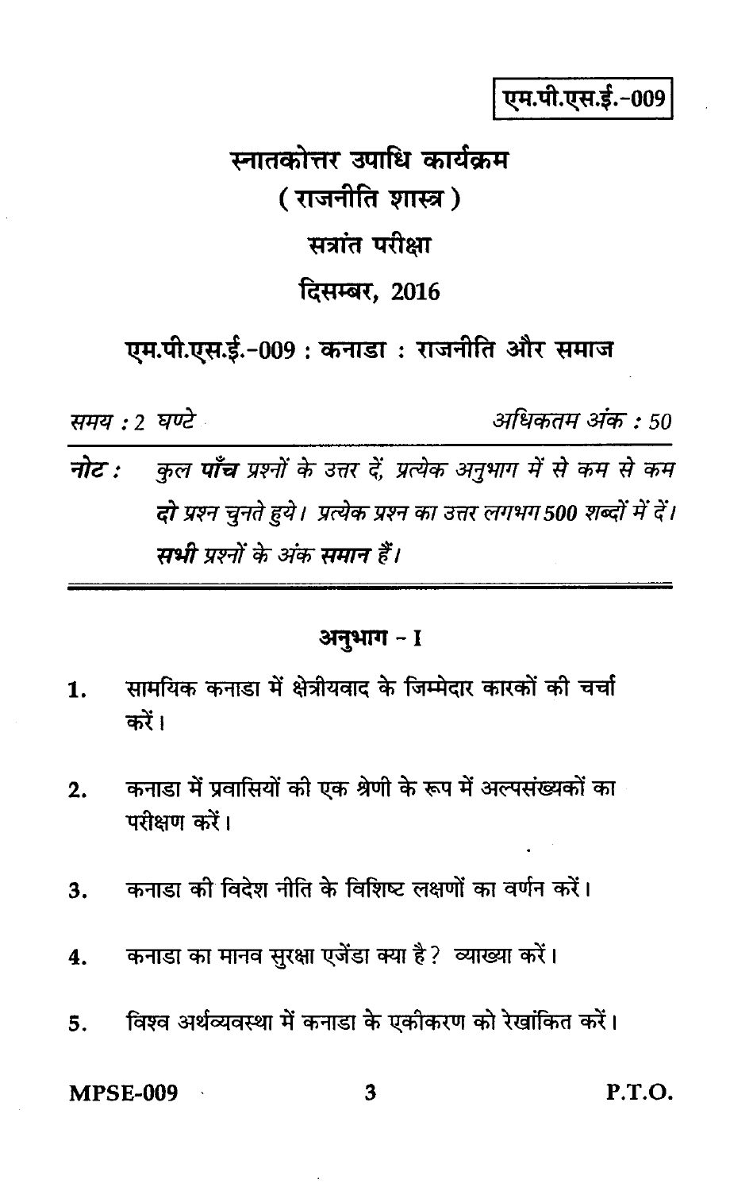एम.पी.एस.ई.-009

# स्नातकोत्तर उपाधि कार्यक्रम
## ( राजनीति शास्त्र )
## सत्रांत परीक्षा
## दिसम्बर, 2016

## एम.पी.एस.ई.-009 : कनाडा : राजनीति और समाज

*समय : 2 घण्टे* | *अधिकतम अंक : 50*

**नोट :** *कुल **पाँच** प्रश्नों के उत्तर दें, प्रत्येक अनुभाग में से कम से कम **दो** प्रश्न चुनते हुये। प्रत्येक प्रश्न का उत्तर लगभग **500** शब्दों में दें। **सभी** प्रश्नों के अंक **समान** हैं।*

### अनुभाग - I

1. सामयिक कनाडा में क्षेत्रीयवाद के जिम्मेदार कारकों की चर्चा करें।

2. कनाडा में प्रवासियों की एक श्रेणी के रूप में अल्पसंख्यकों का परीक्षण करें।

3. कनाडा की विदेश नीति के विशिष्ट लक्षणों का वर्णन करें।

4. कनाडा का मानव सुरक्षा एजेंडा क्या है? व्याख्या करें।

5. विश्व अर्थव्यवस्था में कनाडा के एकीकरण को रेखांकित करें।

P.T.O.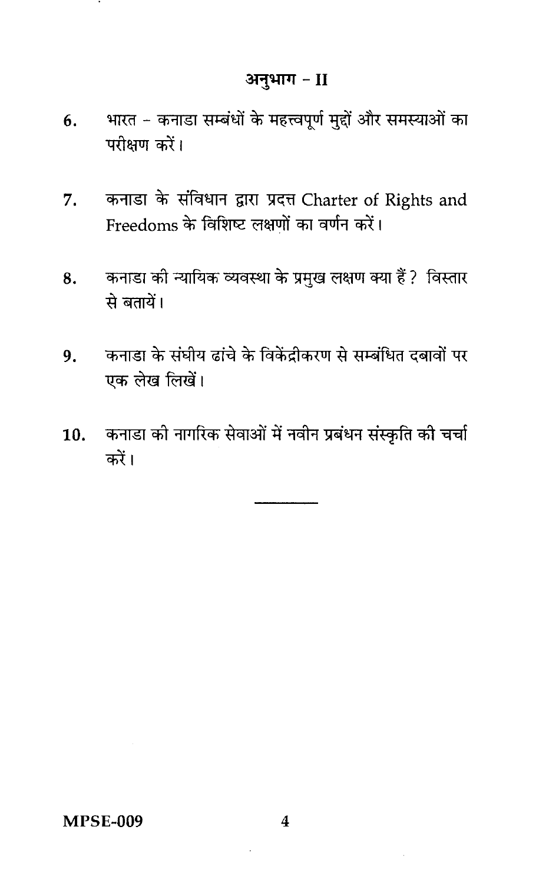## अनुभाग – II

6. भारत – कनाडा सम्बंधों के महत्त्वपूर्ण मुद्दों और समस्याओं का परीक्षण करें।

7. कनाडा के संविधान द्वारा प्रदत्त Charter of Rights and Freedoms के विशिष्ट लक्षणों का वर्णन करें।

8. कनाडा की न्यायिक व्यवस्था के प्रमुख लक्षण क्या हैं ? विस्तार से बतायें।

9. कनाडा के संघीय ढांचे के विकेंद्रीकरण से सम्बंधित दबावों पर एक लेख लिखें।

10. कनाडा की नागरिक सेवाओं में नवीन प्रबंधन संस्कृति की चर्चा करें।